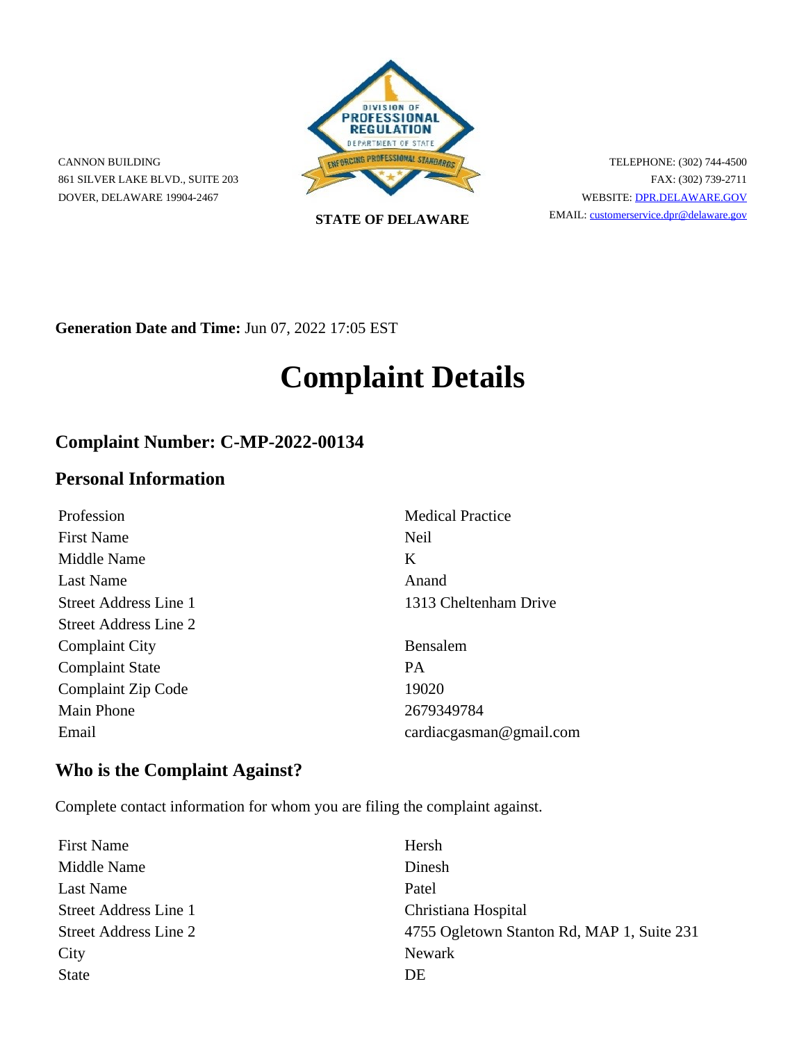CANNON BUILDING
861 SILVER LAKE BLVD., SUITE 203
DOVER, DELAWARE 19904-2467

DIVISION OF PROFESSIONAL REGULATION
DEPARTMENT OF STATE
ENFORCING PROFESSIONAL STANDARDS

**STATE OF DELAWARE**

TELEPHONE: (302) 744-4500
FAX: (302) 739-2711
WEBSITE: DPR.DELAWARE.GOV
EMAIL: customerservice.dpr@delaware.gov

**Generation Date and Time:** Jun 07, 2022 17:05 EST

# Complaint Details

## Complaint Number: C-MP-2022-00134

## Personal Information

| | |
|---|---|
| Profession | Medical Practice |
| First Name | Neil |
| Middle Name | K |
| Last Name | Anand |
| Street Address Line 1 | 1313 Cheltenham Drive |
| Street Address Line 2 | |
| Complaint City | Bensalem |
| Complaint State | PA |
| Complaint Zip Code | 19020 |
| Main Phone | 2679349784 |
| Email | cardiacgasman@gmail.com |

## Who is the Complaint Against?

Complete contact information for whom you are filing the complaint against.

| | |
|---|---|
| First Name | Hersh |
| Middle Name | Dinesh |
| Last Name | Patel |
| Street Address Line 1 | Christiana Hospital |
| Street Address Line 2 | 4755 Ogletown Stanton Rd, MAP 1, Suite 231 |
| City | Newark |
| State | DE |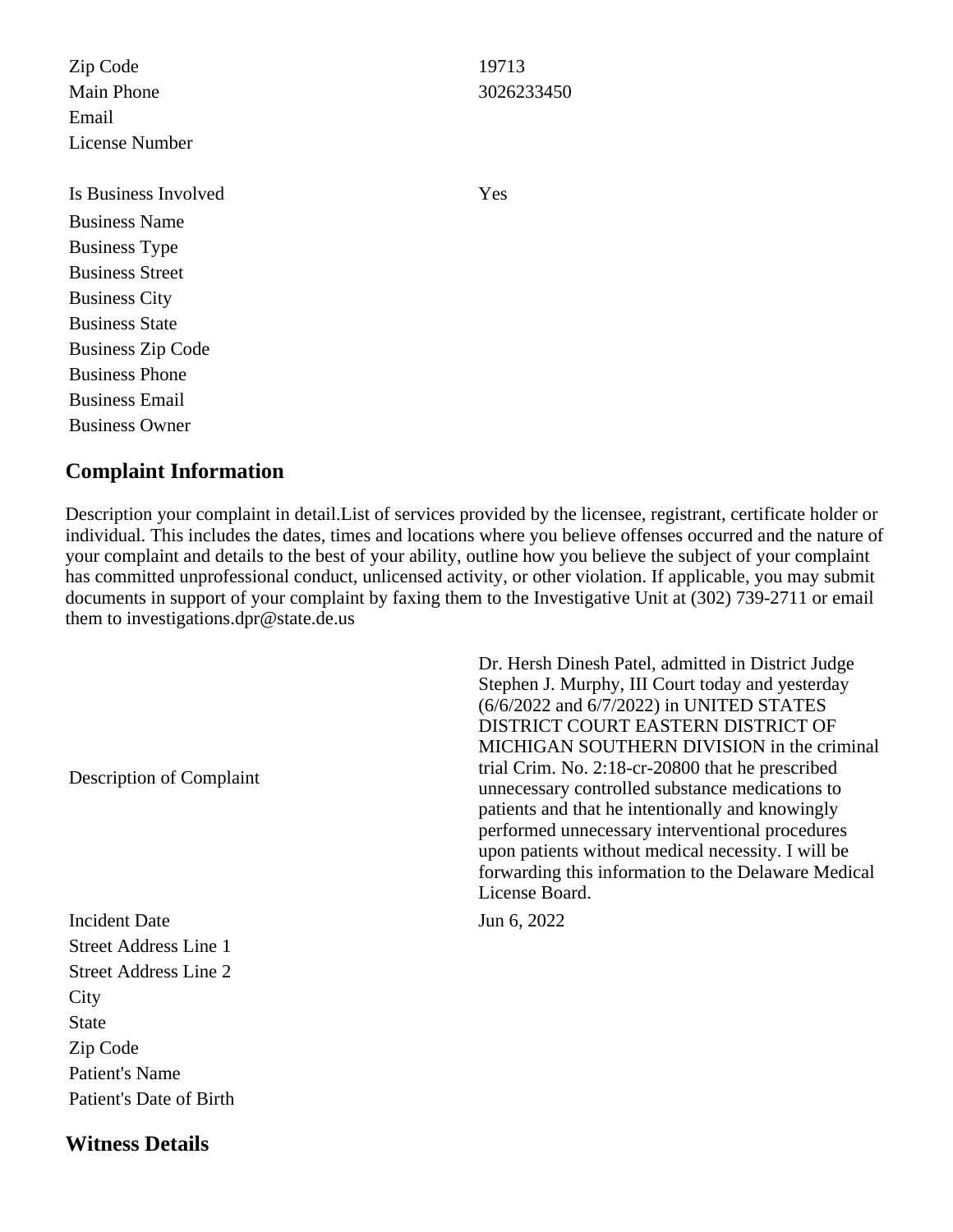| | |
|---|---|
| Zip Code | 19713 |
| Main Phone | 3026233450 |
| Email | |
| License Number | |

| | |
|---|---|
| Is Business Involved | Yes |
| Business Name | |
| Business Type | |
| Business Street | |
| Business City | |
| Business State | |
| Business Zip Code | |
| Business Phone | |
| Business Email | |
| Business Owner | |

## Complaint Information

Description your complaint in detail.List of services provided by the licensee, registrant, certificate holder or individual. This includes the dates, times and locations where you believe offenses occurred and the nature of your complaint and details to the best of your ability, outline how you believe the subject of your complaint has committed unprofessional conduct, unlicensed activity, or other violation. If applicable, you may submit documents in support of your complaint by faxing them to the Investigative Unit at (302) 739-2711 or email them to investigations.dpr@state.de.us

| | |
|---|---|
| Description of Complaint | Dr. Hersh Dinesh Patel, admitted in District Judge Stephen J. Murphy, III Court today and yesterday (6/6/2022 and 6/7/2022) in UNITED STATES DISTRICT COURT EASTERN DISTRICT OF MICHIGAN SOUTHERN DIVISION in the criminal trial Crim. No. 2:18-cr-20800 that he prescribed unnecessary controlled substance medications to patients and that he intentionally and knowingly performed unnecessary interventional procedures upon patients without medical necessity. I will be forwarding this information to the Delaware Medical License Board. |
| Incident Date | Jun 6, 2022 |
| Street Address Line 1 | |
| Street Address Line 2 | |
| City | |
| State | |
| Zip Code | |
| Patient's Name | |
| Patient's Date of Birth | |

## Witness Details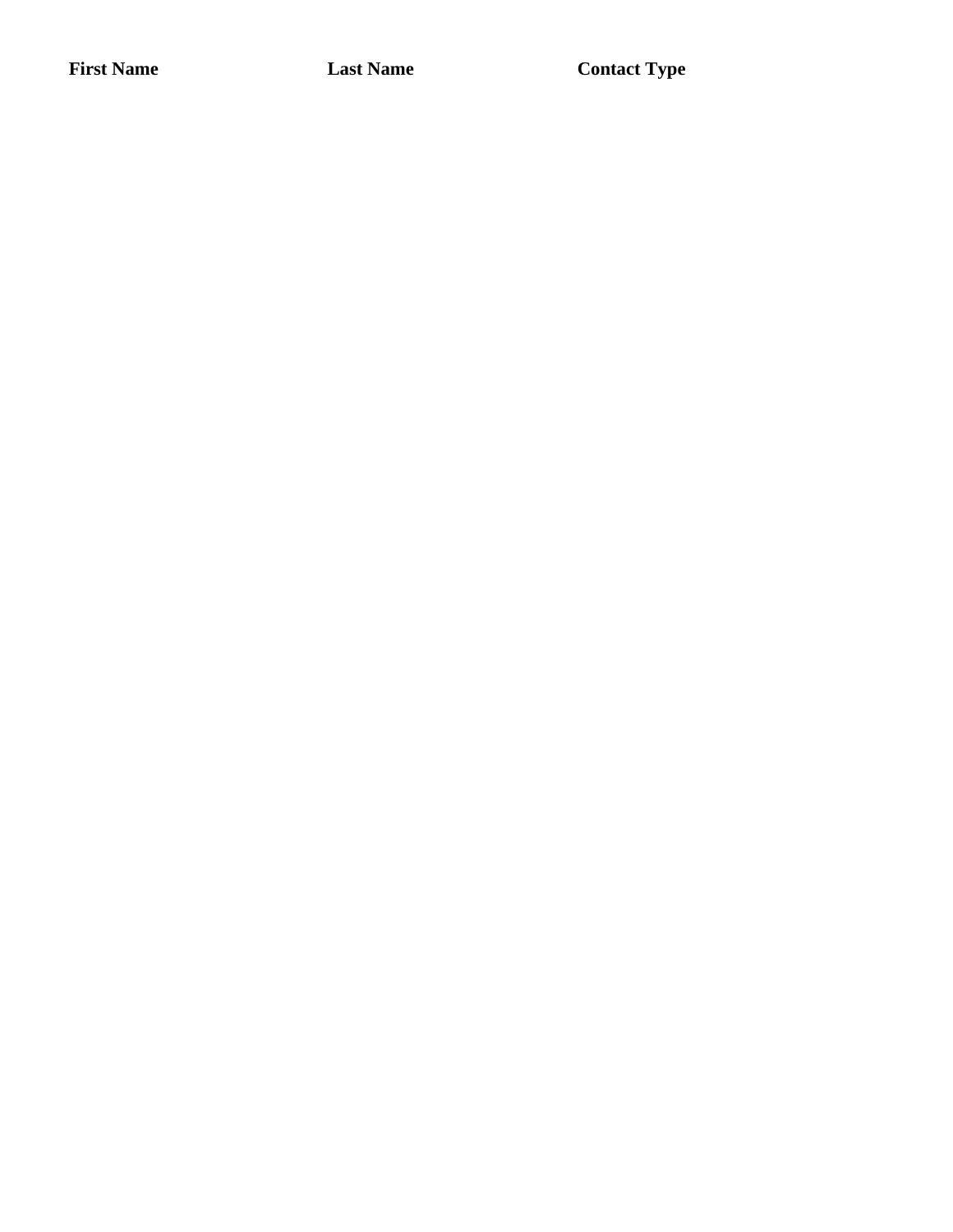| First Name | Last Name | Contact Type |
| --- | --- | --- |